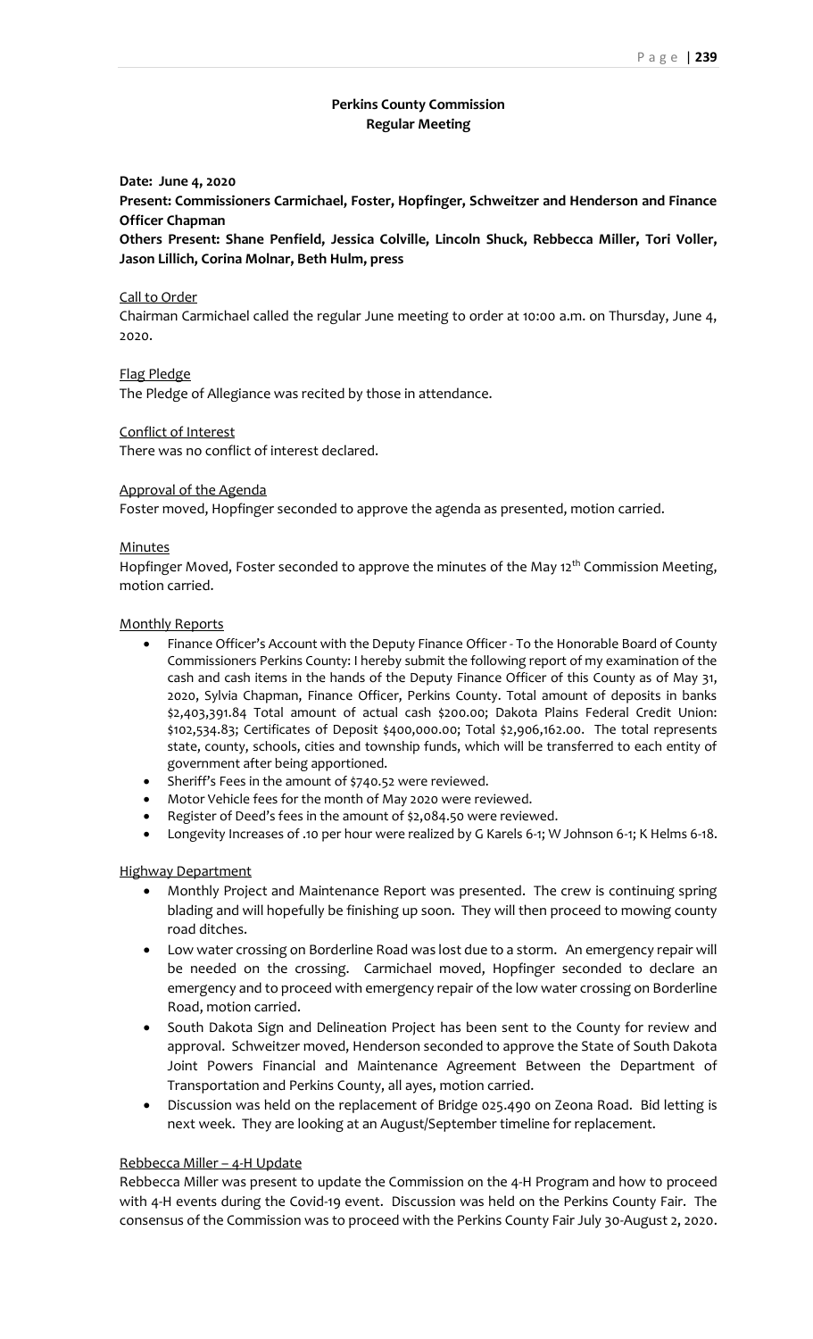# Perkins County Commission
## Regular Meeting

**Date: June 4, 2020**

**Present: Commissioners Carmichael, Foster, Hopfinger, Schweitzer and Henderson and Finance Officer Chapman**

**Others Present: Shane Penfield, Jessica Colville, Lincoln Shuck, Rebbecca Miller, Tori Voller, Jason Lillich, Corina Molnar, Beth Hulm, press**

Call to Order

Chairman Carmichael called the regular June meeting to order at 10:00 a.m. on Thursday, June 4, 2020.

Flag Pledge

The Pledge of Allegiance was recited by those in attendance.

Conflict of Interest

There was no conflict of interest declared.

Approval of the Agenda

Foster moved, Hopfinger seconded to approve the agenda as presented, motion carried.

Minutes

Hopfinger Moved, Foster seconded to approve the minutes of the May 12th Commission Meeting, motion carried.

Monthly Reports

- Finance Officer's Account with the Deputy Finance Officer - To the Honorable Board of County Commissioners Perkins County: I hereby submit the following report of my examination of the cash and cash items in the hands of the Deputy Finance Officer of this County as of May 31, 2020, Sylvia Chapman, Finance Officer, Perkins County. Total amount of deposits in banks $2,403,391.84 Total amount of actual cash $200.00; Dakota Plains Federal Credit Union: $102,534.83; Certificates of Deposit $400,000.00; Total $2,906,162.00. The total represents state, county, schools, cities and township funds, which will be transferred to each entity of government after being apportioned.
- Sheriff's Fees in the amount of $740.52 were reviewed.
- Motor Vehicle fees for the month of May 2020 were reviewed.
- Register of Deed's fees in the amount of $2,084.50 were reviewed.
- Longevity Increases of .10 per hour were realized by G Karels 6-1; W Johnson 6-1; K Helms 6-18.

Highway Department

- Monthly Project and Maintenance Report was presented. The crew is continuing spring blading and will hopefully be finishing up soon. They will then proceed to mowing county road ditches.
- Low water crossing on Borderline Road was lost due to a storm. An emergency repair will be needed on the crossing. Carmichael moved, Hopfinger seconded to declare an emergency and to proceed with emergency repair of the low water crossing on Borderline Road, motion carried.
- South Dakota Sign and Delineation Project has been sent to the County for review and approval. Schweitzer moved, Henderson seconded to approve the State of South Dakota Joint Powers Financial and Maintenance Agreement Between the Department of Transportation and Perkins County, all ayes, motion carried.
- Discussion was held on the replacement of Bridge 025.490 on Zeona Road. Bid letting is next week. They are looking at an August/September timeline for replacement.

Rebbecca Miller – 4-H Update

Rebbecca Miller was present to update the Commission on the 4-H Program and how to proceed with 4-H events during the Covid-19 event. Discussion was held on the Perkins County Fair. The consensus of the Commission was to proceed with the Perkins County Fair July 30-August 2, 2020.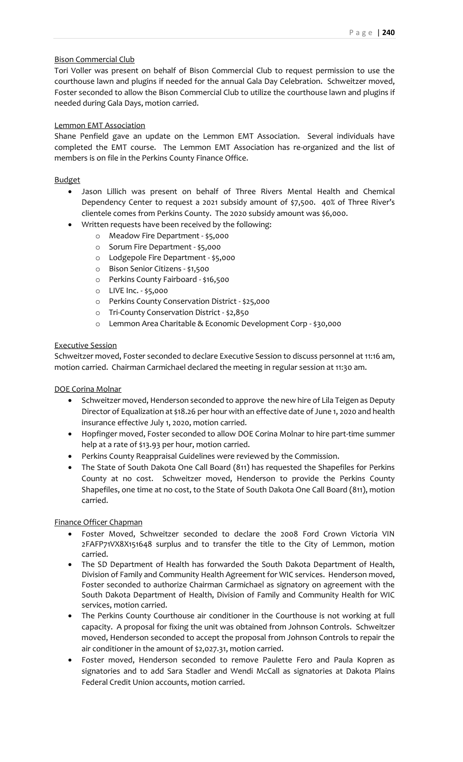Bison Commercial Club

Tori Voller was present on behalf of Bison Commercial Club to request permission to use the courthouse lawn and plugins if needed for the annual Gala Day Celebration. Schweitzer moved, Foster seconded to allow the Bison Commercial Club to utilize the courthouse lawn and plugins if needed during Gala Days, motion carried.

Lemmon EMT Association

Shane Penfield gave an update on the Lemmon EMT Association. Several individuals have completed the EMT course. The Lemmon EMT Association has re-organized and the list of members is on file in the Perkins County Finance Office.

Budget

- Jason Lillich was present on behalf of Three Rivers Mental Health and Chemical Dependency Center to request a 2021 subsidy amount of $7,500. 40% of Three River's clientele comes from Perkins County. The 2020 subsidy amount was $6,000.
- Written requests have been received by the following:
  - Meadow Fire Department - $5,000
  - Sorum Fire Department - $5,000
  - Lodgepole Fire Department - $5,000
  - Bison Senior Citizens - $1,500
  - Perkins County Fairboard - $16,500
  - LIVE Inc. - $5,000
  - Perkins County Conservation District - $25,000
  - Tri-County Conservation District - $2,850
  - Lemmon Area Charitable & Economic Development Corp - $30,000

Executive Session

Schweitzer moved, Foster seconded to declare Executive Session to discuss personnel at 11:16 am, motion carried. Chairman Carmichael declared the meeting in regular session at 11:30 am.

DOE Corina Molnar

- Schweitzer moved, Henderson seconded to approve the new hire of Lila Teigen as Deputy Director of Equalization at $18.26 per hour with an effective date of June 1, 2020 and health insurance effective July 1, 2020, motion carried.
- Hopfinger moved, Foster seconded to allow DOE Corina Molnar to hire part-time summer help at a rate of $13.93 per hour, motion carried.
- Perkins County Reappraisal Guidelines were reviewed by the Commission.
- The State of South Dakota One Call Board (811) has requested the Shapefiles for Perkins County at no cost. Schweitzer moved, Henderson to provide the Perkins County Shapefiles, one time at no cost, to the State of South Dakota One Call Board (811), motion carried.

Finance Officer Chapman

- Foster Moved, Schweitzer seconded to declare the 2008 Ford Crown Victoria VIN 2FAFP71VX8X151648 surplus and to transfer the title to the City of Lemmon, motion carried.
- The SD Department of Health has forwarded the South Dakota Department of Health, Division of Family and Community Health Agreement for WIC services. Henderson moved, Foster seconded to authorize Chairman Carmichael as signatory on agreement with the South Dakota Department of Health, Division of Family and Community Health for WIC services, motion carried.
- The Perkins County Courthouse air conditioner in the Courthouse is not working at full capacity. A proposal for fixing the unit was obtained from Johnson Controls. Schweitzer moved, Henderson seconded to accept the proposal from Johnson Controls to repair the air conditioner in the amount of $2,027.31, motion carried.
- Foster moved, Henderson seconded to remove Paulette Fero and Paula Kopren as signatories and to add Sara Stadler and Wendi McCall as signatories at Dakota Plains Federal Credit Union accounts, motion carried.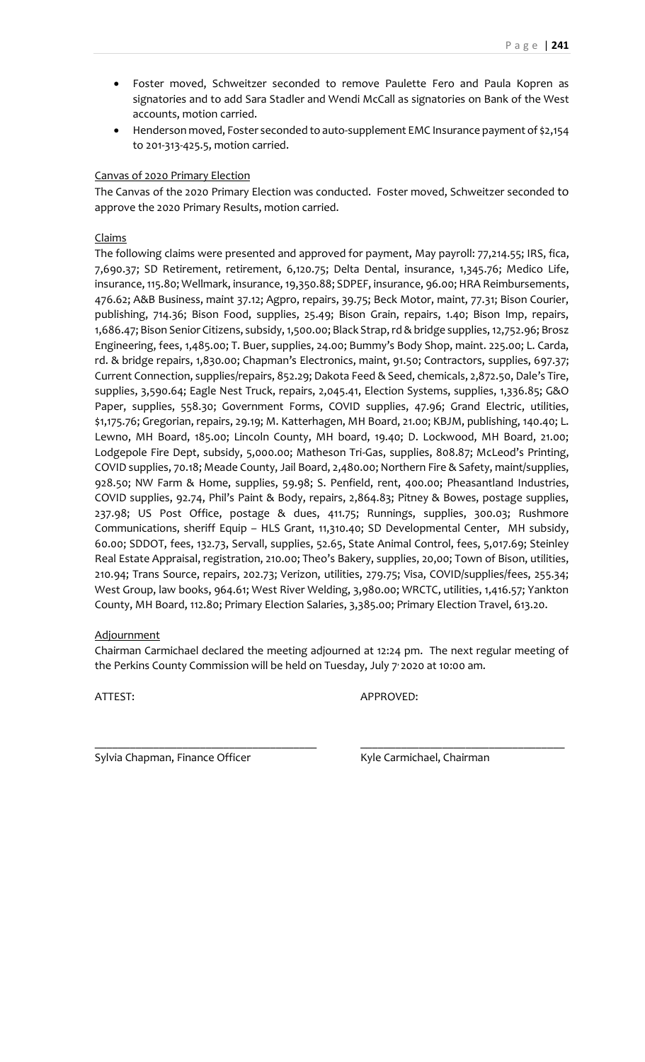- Foster moved, Schweitzer seconded to remove Paulette Fero and Paula Kopren as signatories and to add Sara Stadler and Wendi McCall as signatories on Bank of the West accounts, motion carried.
- Henderson moved, Foster seconded to auto-supplement EMC Insurance payment of $2,154 to 201-313-425.5, motion carried.

Canvas of 2020 Primary Election

The Canvas of the 2020 Primary Election was conducted. Foster moved, Schweitzer seconded to approve the 2020 Primary Results, motion carried.

Claims

The following claims were presented and approved for payment, May payroll: 77,214.55; IRS, fica, 7,690.37; SD Retirement, retirement, 6,120.75; Delta Dental, insurance, 1,345.76; Medico Life, insurance, 115.80; Wellmark, insurance, 19,350.88; SDPEF, insurance, 96.00; HRA Reimbursements, 476.62; A&B Business, maint 37.12; Agpro, repairs, 39.75; Beck Motor, maint, 77.31; Bison Courier, publishing, 714.36; Bison Food, supplies, 25.49; Bison Grain, repairs, 1.40; Bison Imp, repairs, 1,686.47; Bison Senior Citizens, subsidy, 1,500.00; Black Strap, rd & bridge supplies, 12,752.96; Brosz Engineering, fees, 1,485.00; T. Buer, supplies, 24.00; Bummy's Body Shop, maint. 225.00; L. Carda, rd. & bridge repairs, 1,830.00; Chapman's Electronics, maint, 91.50; Contractors, supplies, 697.37; Current Connection, supplies/repairs, 852.29; Dakota Feed & Seed, chemicals, 2,872.50, Dale's Tire, supplies, 3,590.64; Eagle Nest Truck, repairs, 2,045.41, Election Systems, supplies, 1,336.85; G&O Paper, supplies, 558.30; Government Forms, COVID supplies, 47.96; Grand Electric, utilities, $1,175.76; Gregorian, repairs, 29.19; M. Katterhagen, MH Board, 21.00; KBJM, publishing, 140.40; L. Lewno, MH Board, 185.00; Lincoln County, MH board, 19.40; D. Lockwood, MH Board, 21.00; Lodgepole Fire Dept, subsidy, 5,000.00; Matheson Tri-Gas, supplies, 808.87; McLeod's Printing, COVID supplies, 70.18; Meade County, Jail Board, 2,480.00; Northern Fire & Safety, maint/supplies, 928.50; NW Farm & Home, supplies, 59.98; S. Penfield, rent, 400.00; Pheasantland Industries, COVID supplies, 92.74, Phil's Paint & Body, repairs, 2,864.83; Pitney & Bowes, postage supplies, 237.98; US Post Office, postage & dues, 411.75; Runnings, supplies, 300.03; Rushmore Communications, sheriff Equip – HLS Grant, 11,310.40; SD Developmental Center, MH subsidy, 60.00; SDDOT, fees, 132.73, Servall, supplies, 52.65, State Animal Control, fees, 5,017.69; Steinley Real Estate Appraisal, registration, 210.00; Theo's Bakery, supplies, 20,00; Town of Bison, utilities, 210.94; Trans Source, repairs, 202.73; Verizon, utilities, 279.75; Visa, COVID/supplies/fees, 255.34; West Group, law books, 964.61; West River Welding, 3,980.00; WRCTC, utilities, 1,416.57; Yankton County, MH Board, 112.80; Primary Election Salaries, 3,385.00; Primary Election Travel, 613.20.

Adjournment

Chairman Carmichael declared the meeting adjourned at 12:24 pm. The next regular meeting of the Perkins County Commission will be held on Tuesday, July 7, 2020 at 10:00 am.

ATTEST: APPROVED:

\_\_\_\_\_\_\_\_\_\_\_\_\_\_\_\_\_\_\_\_\_\_\_\_\_\_\_\_\_\_ \_\_\_\_\_\_\_\_\_\_\_\_\_\_\_\_\_\_\_\_\_\_\_\_\_\_\_\_\_\_

Sylvia Chapman, Finance Officer Kyle Carmichael, Chairman